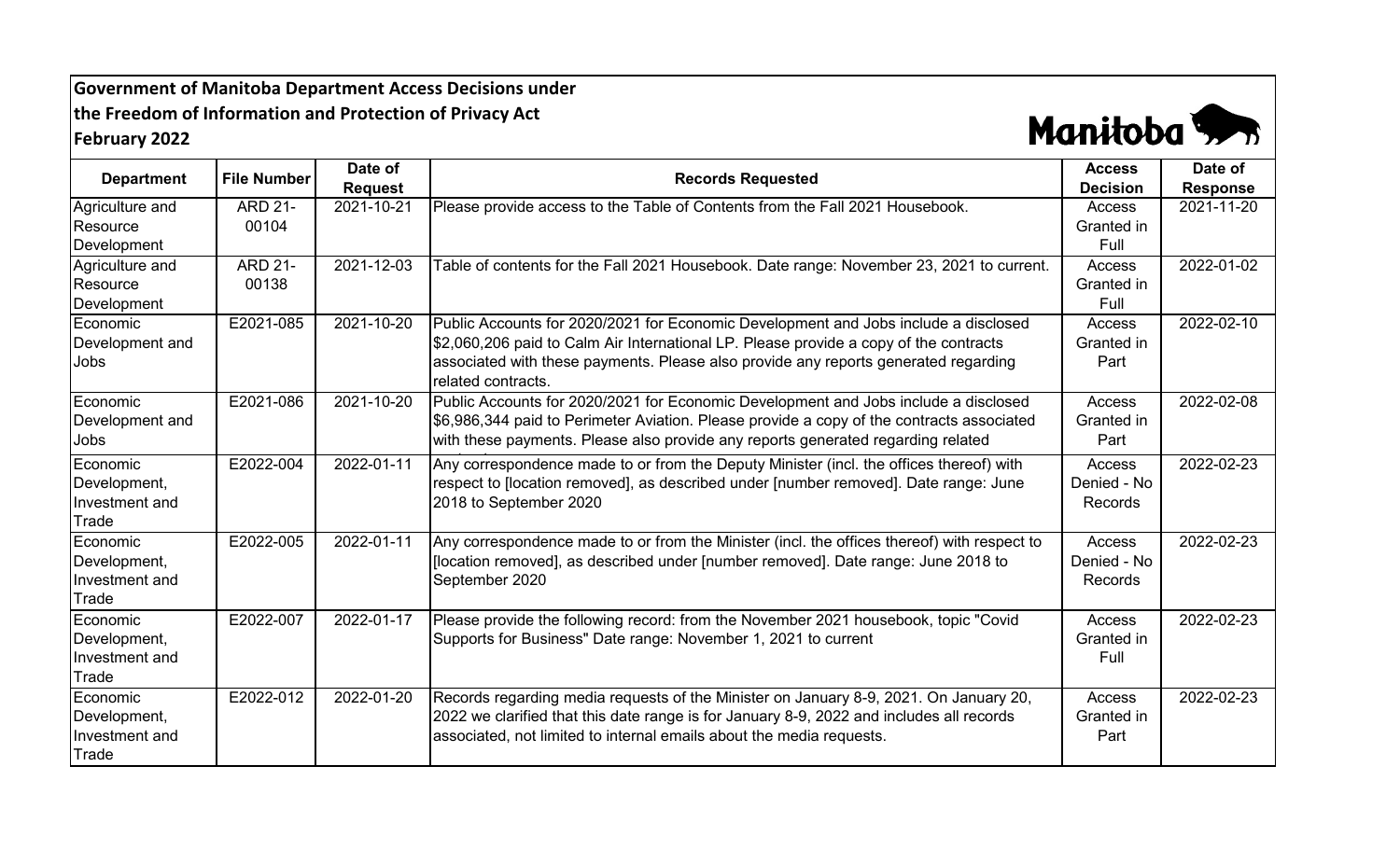**Government of Manitoba Department Access Decisions under the Freedom of Information and Protection of Privacy Act**

**February 2022**

| Department | File Number | Date of Request | Records Requested | Access Decision | Date of Response |
|---|---|---|---|---|---|
| Agriculture and Resource Development | ARD 21-00104 | 2021-10-21 | Please provide access to the Table of Contents from the Fall 2021 Housebook. | Access Granted in Full | 2021-11-20 |
| Agriculture and Resource Development | ARD 21-00138 | 2021-12-03 | Table of contents for the Fall 2021 Housebook. Date range: November 23, 2021 to current. | Access Granted in Full | 2022-01-02 |
| Economic Development and Jobs | E2021-085 | 2021-10-20 | Public Accounts for 2020/2021 for Economic Development and Jobs include a disclosed $2,060,206 paid to Calm Air International LP. Please provide a copy of the contracts associated with these payments. Please also provide any reports generated regarding related contracts. | Access Granted in Part | 2022-02-10 |
| Economic Development and Jobs | E2021-086 | 2021-10-20 | Public Accounts for 2020/2021 for Economic Development and Jobs include a disclosed $6,986,344 paid to Perimeter Aviation. Please provide a copy of the contracts associated with these payments. Please also provide any reports generated regarding related | Access Granted in Part | 2022-02-08 |
| Economic Development, Investment and Trade | E2022-004 | 2022-01-11 | Any correspondence made to or from the Deputy Minister (incl. the offices thereof) with respect to [location removed], as described under [number removed]. Date range: June 2018 to September 2020 | Access Denied - No Records | 2022-02-23 |
| Economic Development, Investment and Trade | E2022-005 | 2022-01-11 | Any correspondence made to or from the Minister (incl. the offices thereof) with respect to [location removed], as described under [number removed]. Date range: June 2018 to September 2020 | Access Denied - No Records | 2022-02-23 |
| Economic Development, Investment and Trade | E2022-007 | 2022-01-17 | Please provide the following record: from the November 2021 housebook, topic "Covid Supports for Business" Date range: November 1, 2021 to current | Access Granted in Full | 2022-02-23 |
| Economic Development, Investment and Trade | E2022-012 | 2022-01-20 | Records regarding media requests of the Minister on January 8-9, 2021. On January 20, 2022 we clarified that this date range is for January 8-9, 2022 and includes all records associated, not limited to internal emails about the media requests. | Access Granted in Part | 2022-02-23 |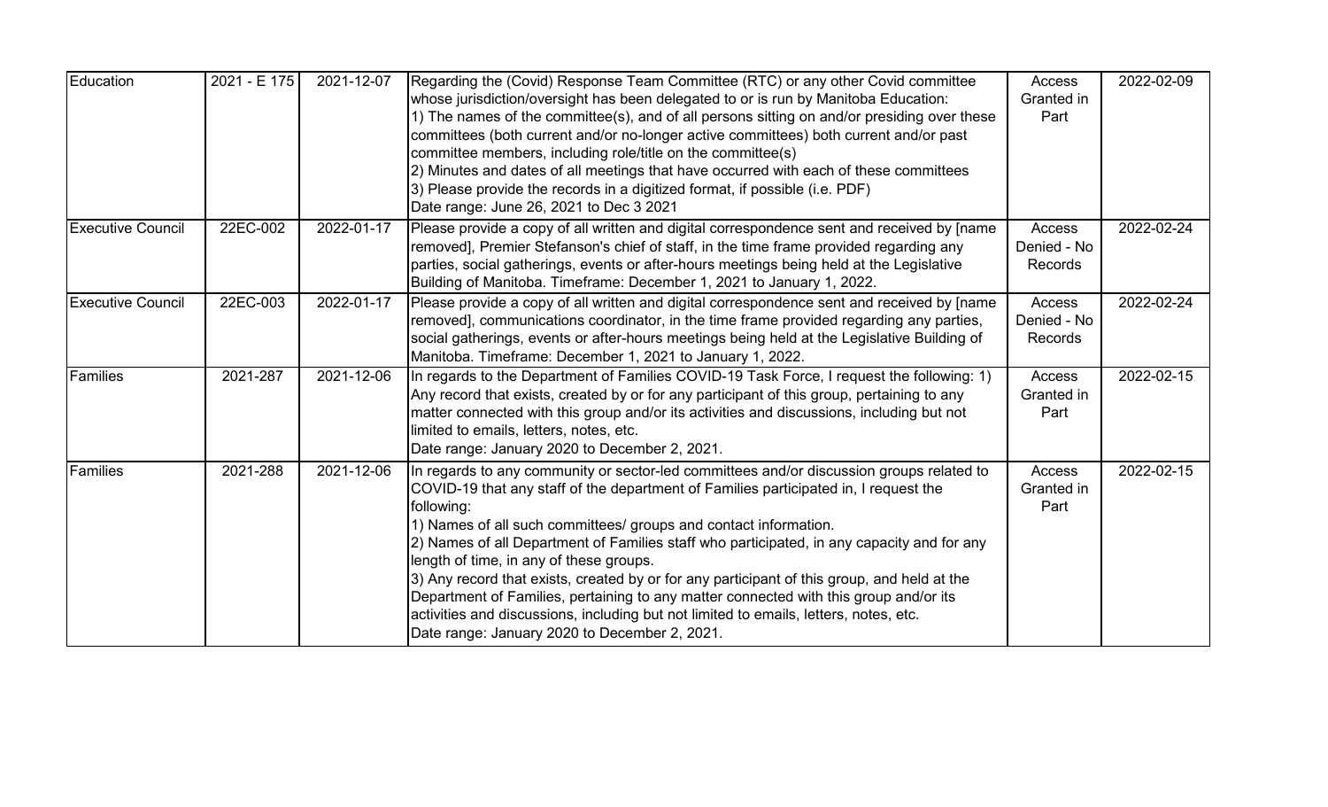| | | | | | |
|---|---|---|---|---|---|
| Education | 2021 - E 175 | 2021-12-07 | Regarding the (Covid) Response Team Committee (RTC) or any other Covid committee whose jurisdiction/oversight has been delegated to or is run by Manitoba Education:<br>1) The names of the committee(s), and of all persons sitting on and/or presiding over these committees (both current and/or no-longer active committees) both current and/or past committee members, including role/title on the committee(s)<br>2) Minutes and dates of all meetings that have occurred with each of these committees<br>3) Please provide the records in a digitized format, if possible (i.e. PDF)<br>Date range: June 26, 2021 to Dec 3 2021 | Access Granted in Part | 2022-02-09 |
| Executive Council | 22EC-002 | 2022-01-17 | Please provide a copy of all written and digital correspondence sent and received by [name removed], Premier Stefanson's chief of staff, in the time frame provided regarding any parties, social gatherings, events or after-hours meetings being held at the Legislative Building of Manitoba. Timeframe: December 1, 2021 to January 1, 2022. | Access Denied - No Records | 2022-02-24 |
| Executive Council | 22EC-003 | 2022-01-17 | Please provide a copy of all written and digital correspondence sent and received by [name removed], communications coordinator, in the time frame provided regarding any parties, social gatherings, events or after-hours meetings being held at the Legislative Building of Manitoba. Timeframe: December 1, 2021 to January 1, 2022. | Access Denied - No Records | 2022-02-24 |
| Families | 2021-287 | 2021-12-06 | In regards to the Department of Families COVID-19 Task Force, I request the following: 1) Any record that exists, created by or for any participant of this group, pertaining to any matter connected with this group and/or its activities and discussions, including but not limited to emails, letters, notes, etc.<br>Date range: January 2020 to December 2, 2021. | Access Granted in Part | 2022-02-15 |
| Families | 2021-288 | 2021-12-06 | In regards to any community or sector-led committees and/or discussion groups related to COVID-19 that any staff of the department of Families participated in, I request the following:<br>1) Names of all such committees/ groups and contact information.<br>2) Names of all Department of Families staff who participated, in any capacity and for any length of time, in any of these groups.<br>3) Any record that exists, created by or for any participant of this group, and held at the Department of Families, pertaining to any matter connected with this group and/or its activities and discussions, including but not limited to emails, letters, notes, etc.<br>Date range: January 2020 to December 2, 2021. | Access Granted in Part | 2022-02-15 |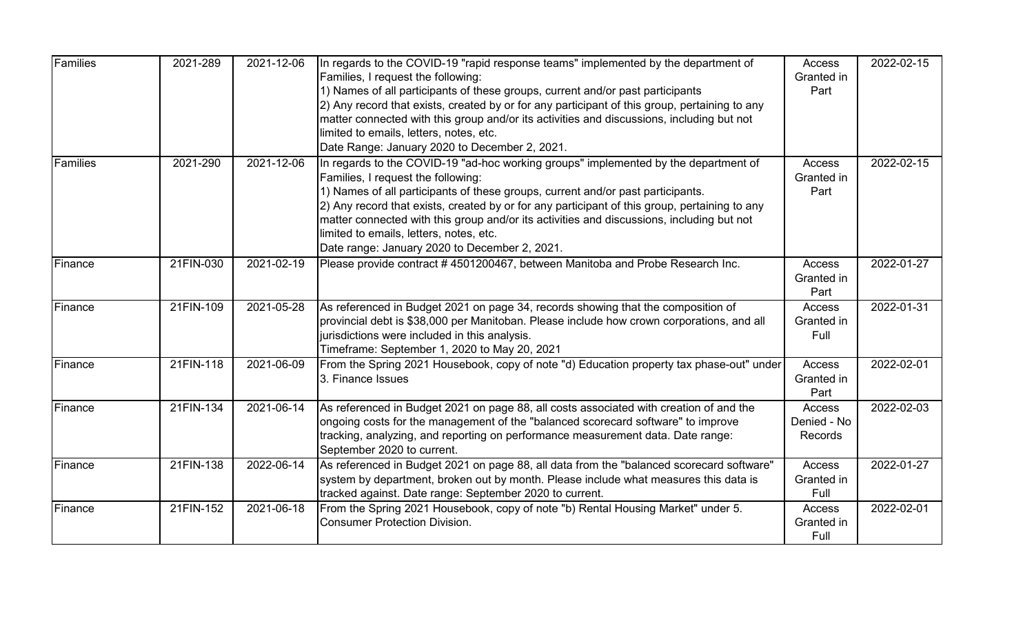| | | | | | |
|---|---|---|---|---|---|
| Families | 2021-289 | 2021-12-06 | In regards to the COVID-19 "rapid response teams" implemented by the department of Families, I request the following:<br>1) Names of all participants of these groups, current and/or past participants<br>2) Any record that exists, created by or for any participant of this group, pertaining to any matter connected with this group and/or its activities and discussions, including but not limited to emails, letters, notes, etc.<br>Date Range: January 2020 to December 2, 2021. | Access Granted in Part | 2022-02-15 |
| Families | 2021-290 | 2021-12-06 | In regards to the COVID-19 "ad-hoc working groups" implemented by the department of Families, I request the following:<br>1) Names of all participants of these groups, current and/or past participants.<br>2) Any record that exists, created by or for any participant of this group, pertaining to any matter connected with this group and/or its activities and discussions, including but not limited to emails, letters, notes, etc.<br>Date range: January 2020 to December 2, 2021. | Access Granted in Part | 2022-02-15 |
| Finance | 21FIN-030 | 2021-02-19 | Please provide contract # 4501200467, between Manitoba and Probe Research Inc. | Access Granted in Part | 2022-01-27 |
| Finance | 21FIN-109 | 2021-05-28 | As referenced in Budget 2021 on page 34, records showing that the composition of provincial debt is $38,000 per Manitoban. Please include how crown corporations, and all jurisdictions were included in this analysis.<br>Timeframe: September 1, 2020 to May 20, 2021 | Access Granted in Full | 2022-01-31 |
| Finance | 21FIN-118 | 2021-06-09 | From the Spring 2021 Housebook, copy of note "d) Education property tax phase-out" under 3. Finance Issues | Access Granted in Part | 2022-02-01 |
| Finance | 21FIN-134 | 2021-06-14 | As referenced in Budget 2021 on page 88, all costs associated with creation of and the ongoing costs for the management of the "balanced scorecard software" to improve tracking, analyzing, and reporting on performance measurement data. Date range: September 2020 to current. | Access Denied - No Records | 2022-02-03 |
| Finance | 21FIN-138 | 2022-06-14 | As referenced in Budget 2021 on page 88, all data from the "balanced scorecard software" system by department, broken out by month. Please include what measures this data is tracked against. Date range: September 2020 to current. | Access Granted in Full | 2022-01-27 |
| Finance | 21FIN-152 | 2021-06-18 | From the Spring 2021 Housebook, copy of note "b) Rental Housing Market" under 5. Consumer Protection Division. | Access Granted in Full | 2022-02-01 |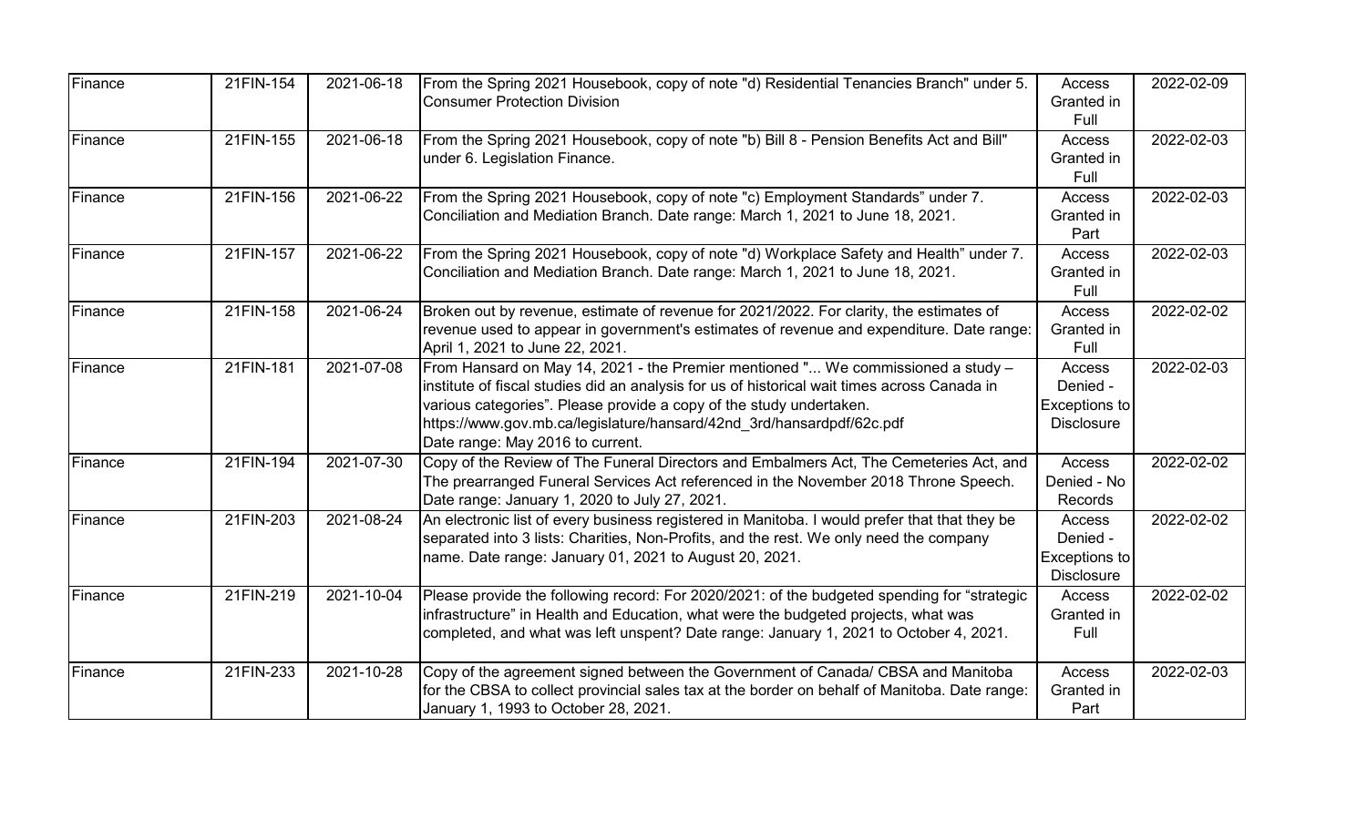| Finance | 21FIN-154 | 2021-06-18 | From the Spring 2021 Housebook, copy of note "d) Residential Tenancies Branch" under 5. Consumer Protection Division | Access Granted in Full | 2022-02-09 |
|---|---|---|---|---|---|
| Finance | 21FIN-155 | 2021-06-18 | From the Spring 2021 Housebook, copy of note "b) Bill 8 - Pension Benefits Act and Bill" under 6. Legislation Finance. | Access Granted in Full | 2022-02-03 |
| Finance | 21FIN-156 | 2021-06-22 | From the Spring 2021 Housebook, copy of note "c) Employment Standards" under 7. Conciliation and Mediation Branch. Date range: March 1, 2021 to June 18, 2021. | Access Granted in Part | 2022-02-03 |
| Finance | 21FIN-157 | 2021-06-22 | From the Spring 2021 Housebook, copy of note "d) Workplace Safety and Health" under 7. Conciliation and Mediation Branch. Date range: March 1, 2021 to June 18, 2021. | Access Granted in Full | 2022-02-03 |
| Finance | 21FIN-158 | 2021-06-24 | Broken out by revenue, estimate of revenue for 2021/2022. For clarity, the estimates of revenue used to appear in government's estimates of revenue and expenditure. Date range: April 1, 2021 to June 22, 2021. | Access Granted in Full | 2022-02-02 |
| Finance | 21FIN-181 | 2021-07-08 | From Hansard on May 14, 2021 - the Premier mentioned "... We commissioned a study – institute of fiscal studies did an analysis for us of historical wait times across Canada in various categories". Please provide a copy of the study undertaken. https://www.gov.mb.ca/legislature/hansard/42nd_3rd/hansardpdf/62c.pdf Date range: May 2016 to current. | Access Denied - Exceptions to Disclosure | 2022-02-03 |
| Finance | 21FIN-194 | 2021-07-30 | Copy of the Review of The Funeral Directors and Embalmers Act, The Cemeteries Act, and The prearranged Funeral Services Act referenced in the November 2018 Throne Speech. Date range: January 1, 2020 to July 27, 2021. | Access Denied - No Records | 2022-02-02 |
| Finance | 21FIN-203 | 2021-08-24 | An electronic list of every business registered in Manitoba. I would prefer that that they be separated into 3 lists: Charities, Non-Profits, and the rest. We only need the company name. Date range: January 01, 2021 to August 20, 2021. | Access Denied - Exceptions to Disclosure | 2022-02-02 |
| Finance | 21FIN-219 | 2021-10-04 | Please provide the following record: For 2020/2021: of the budgeted spending for "strategic infrastructure" in Health and Education, what were the budgeted projects, what was completed, and what was left unspent? Date range: January 1, 2021 to October 4, 2021. | Access Granted in Full | 2022-02-02 |
| Finance | 21FIN-233 | 2021-10-28 | Copy of the agreement signed between the Government of Canada/ CBSA and Manitoba for the CBSA to collect provincial sales tax at the border on behalf of Manitoba. Date range: January 1, 1993 to October 28, 2021. | Access Granted in Part | 2022-02-03 |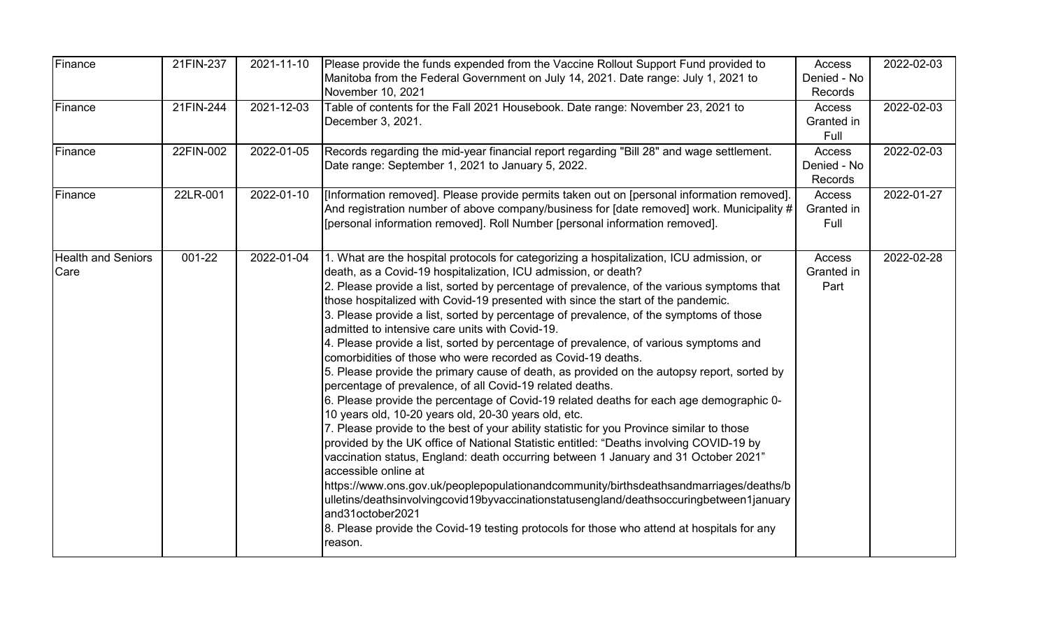| | | | | | |
|---|---|---|---|---|---|
| Finance | 21FIN-237 | 2021-11-10 | Please provide the funds expended from the Vaccine Rollout Support Fund provided to Manitoba from the Federal Government on July 14, 2021. Date range: July 1, 2021 to November 10, 2021 | Access Denied - No Records | 2022-02-03 |
| Finance | 21FIN-244 | 2021-12-03 | Table of contents for the Fall 2021 Housebook. Date range: November 23, 2021 to December 3, 2021. | Access Granted in Full | 2022-02-03 |
| Finance | 22FIN-002 | 2022-01-05 | Records regarding the mid-year financial report regarding "Bill 28" and wage settlement. Date range: September 1, 2021 to January 5, 2022. | Access Denied - No Records | 2022-02-03 |
| Finance | 22LR-001 | 2022-01-10 | [Information removed]. Please provide permits taken out on [personal information removed]. And registration number of above company/business for [date removed] work. Municipality # [personal information removed]. Roll Number [personal information removed]. | Access Granted in Full | 2022-01-27 |
| Health and Seniors Care | 001-22 | 2022-01-04 | 1. What are the hospital protocols for categorizing a hospitalization, ICU admission, or death, as a Covid-19 hospitalization, ICU admission, or death?<br>2. Please provide a list, sorted by percentage of prevalence, of the various symptoms that those hospitalized with Covid-19 presented with since the start of the pandemic.<br>3. Please provide a list, sorted by percentage of prevalence, of the symptoms of those admitted to intensive care units with Covid-19.<br>4. Please provide a list, sorted by percentage of prevalence, of various symptoms and comorbidities of those who were recorded as Covid-19 deaths.<br>5. Please provide the primary cause of death, as provided on the autopsy report, sorted by percentage of prevalence, of all Covid-19 related deaths.<br>6. Please provide the percentage of Covid-19 related deaths for each age demographic 0-10 years old, 10-20 years old, 20-30 years old, etc.<br>7. Please provide to the best of your ability statistic for you Province similar to those provided by the UK office of National Statistic entitled: "Deaths involving COVID-19 by vaccination status, England: death occurring between 1 January and 31 October 2021" accessible online at https://www.ons.gov.uk/peoplepopulationandcommunity/birthsdeathsandmarriages/deaths/bulletins/deathsinvolvingcovid19byvaccinationstatusengland/deathsoccurringbetween1januaryand31october2021<br>8. Please provide the Covid-19 testing protocols for those who attend at hospitals for any reason. | Access Granted in Part | 2022-02-28 |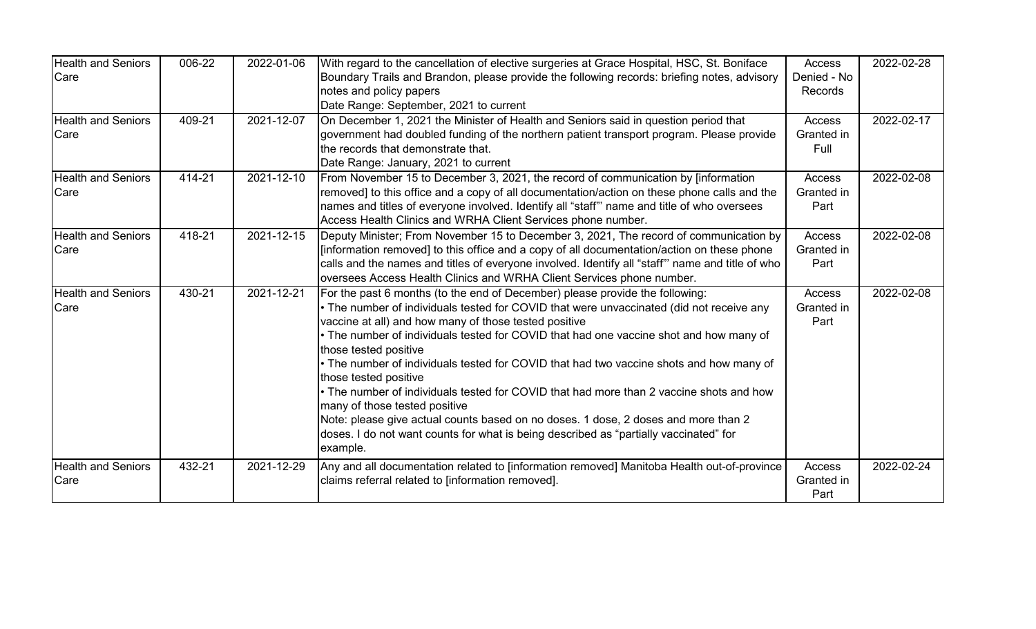| | | | | | |
|---|---|---|---|---|---|
| Health and Seniors Care | 006-22 | 2022-01-06 | With regard to the cancellation of elective surgeries at Grace Hospital, HSC, St. Boniface Boundary Trails and Brandon, please provide the following records: briefing notes, advisory notes and policy papers<br>Date Range: September, 2021 to current | Access Denied - No Records | 2022-02-28 |
| Health and Seniors Care | 409-21 | 2021-12-07 | On December 1, 2021 the Minister of Health and Seniors said in question period that government had doubled funding of the northern patient transport program. Please provide the records that demonstrate that.<br>Date Range: January, 2021 to current | Access Granted in Full | 2022-02-17 |
| Health and Seniors Care | 414-21 | 2021-12-10 | From November 15 to December 3, 2021, the record of communication by [information removed] to this office and a copy of all documentation/action on these phone calls and the names and titles of everyone involved. Identify all "staff"' name and title of who oversees Access Health Clinics and WRHA Client Services phone number. | Access Granted in Part | 2022-02-08 |
| Health and Seniors Care | 418-21 | 2021-12-15 | Deputy Minister; From November 15 to December 3, 2021, The record of communication by [information removed] to this office and a copy of all documentation/action on these phone calls and the names and titles of everyone involved. Identify all "staff"' name and title of who oversees Access Health Clinics and WRHA Client Services phone number. | Access Granted in Part | 2022-02-08 |
| Health and Seniors Care | 430-21 | 2021-12-21 | For the past 6 months (to the end of December) please provide the following:<br>• The number of individuals tested for COVID that were unvaccinated (did not receive any vaccine at all) and how many of those tested positive<br>• The number of individuals tested for COVID that had one vaccine shot and how many of those tested positive<br>• The number of individuals tested for COVID that had two vaccine shots and how many of those tested positive<br>• The number of individuals tested for COVID that had more than 2 vaccine shots and how many of those tested positive<br>Note: please give actual counts based on no doses. 1 dose, 2 doses and more than 2 doses. I do not want counts for what is being described as "partially vaccinated" for example. | Access Granted in Part | 2022-02-08 |
| Health and Seniors Care | 432-21 | 2021-12-29 | Any and all documentation related to [information removed] Manitoba Health out-of-province claims referral related to [information removed]. | Access Granted in Part | 2022-02-24 |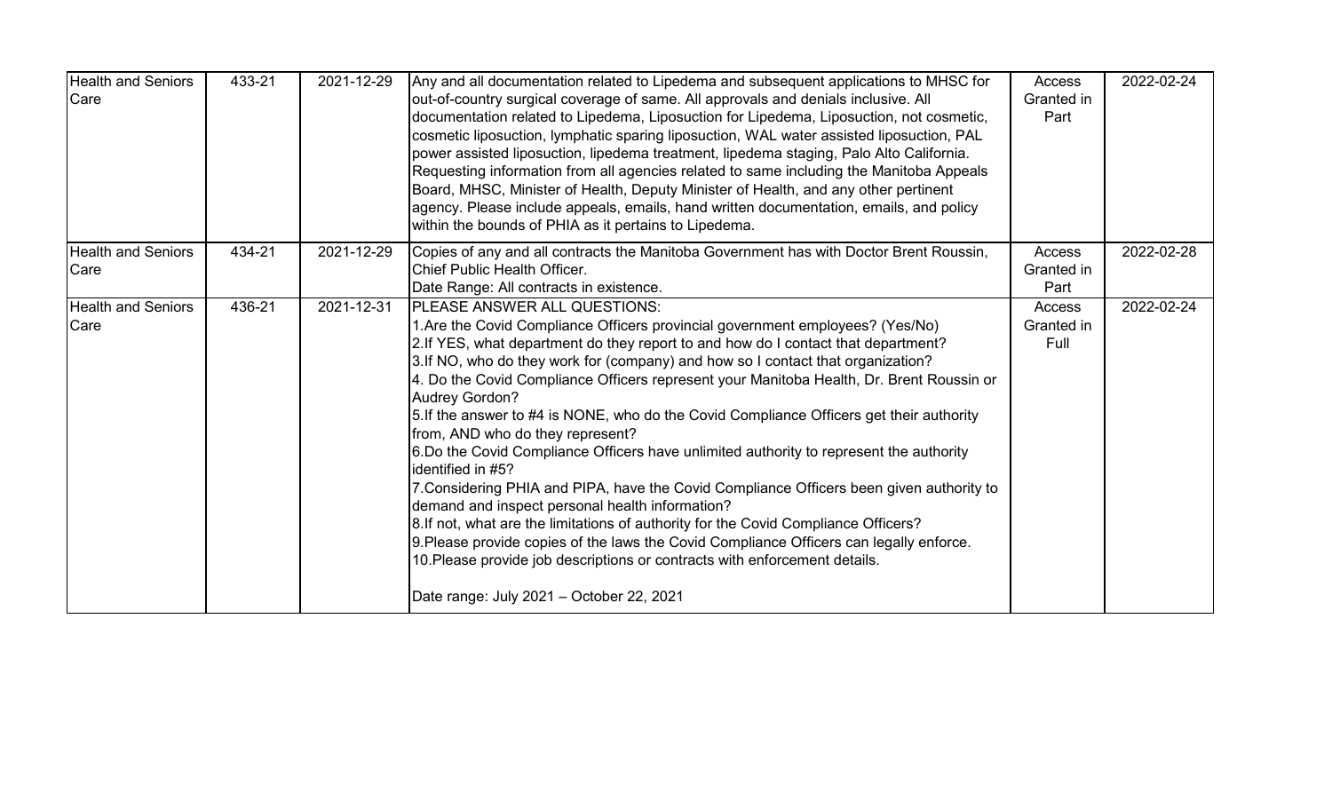| Health and Seniors Care | 433-21 | 2021-12-29 | Any and all documentation related to Lipedema and subsequent applications to MHSC for out-of-country surgical coverage of same. All approvals and denials inclusive. All documentation related to Lipedema, Liposuction for Lipedema, Liposuction, not cosmetic, cosmetic liposuction, lymphatic sparing liposuction, WAL water assisted liposuction, PAL power assisted liposuction, lipedema treatment, lipedema staging, Palo Alto California. Requesting information from all agencies related to same including the Manitoba Appeals Board, MHSC, Minister of Health, Deputy Minister of Health, and any other pertinent agency. Please include appeals, emails, hand written documentation, emails, and policy within the bounds of PHIA as it pertains to Lipedema. | Access Granted in Part | 2022-02-24 |
|---|---|---|---|---|---|
| Health and Seniors Care | 434-21 | 2021-12-29 | Copies of any and all contracts the Manitoba Government has with Doctor Brent Roussin, Chief Public Health Officer.<br>Date Range: All contracts in existence. | Access Granted in Part | 2022-02-28 |
| Health and Seniors Care | 436-21 | 2021-12-31 | PLEASE ANSWER ALL QUESTIONS:<br>1.Are the Covid Compliance Officers provincial government employees? (Yes/No)<br>2.If YES, what department do they report to and how do I contact that department?<br>3.If NO, who do they work for (company) and how so I contact that organization?<br>4. Do the Covid Compliance Officers represent your Manitoba Health, Dr. Brent Roussin or Audrey Gordon?<br>5.If the answer to #4 is NONE, who do the Covid Compliance Officers get their authority from, AND who do they represent?<br>6.Do the Covid Compliance Officers have unlimited authority to represent the authority identified in #5?<br>7.Considering PHIA and PIPA, have the Covid Compliance Officers been given authority to demand and inspect personal health information?<br>8.If not, what are the limitations of authority for the Covid Compliance Officers?<br>9.Please provide copies of the laws the Covid Compliance Officers can legally enforce.<br>10.Please provide job descriptions or contracts with enforcement details.<br><br>Date range: July 2021 – October 22, 2021 | Access Granted in Full | 2022-02-24 |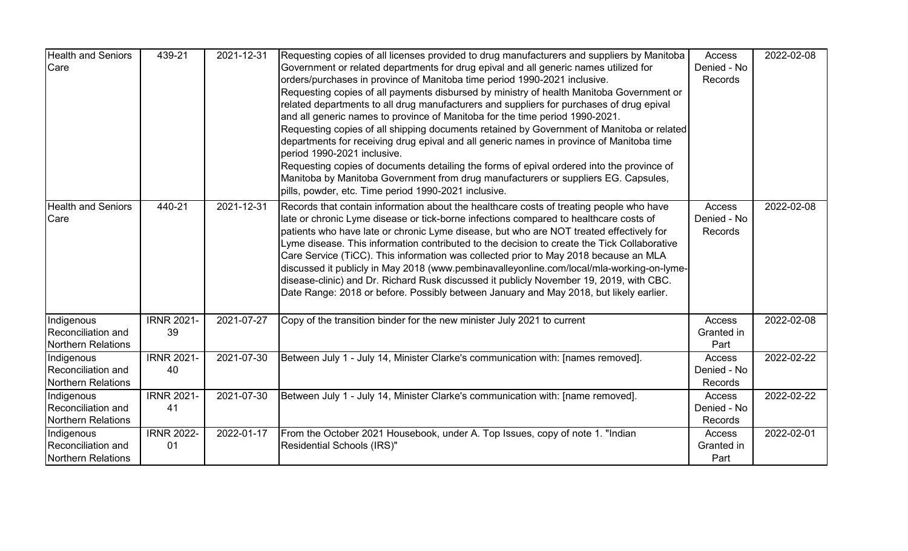| Health and Seniors Care | 439-21 | 2021-12-31 | Requesting copies of all licenses provided to drug manufacturers and suppliers by Manitoba Government or related departments for drug epival and all generic names utilized for orders/purchases in province of Manitoba time period 1990-2021 inclusive. Requesting copies of all payments disbursed by ministry of health Manitoba Government or related departments to all drug manufacturers and suppliers for purchases of drug epival and all generic names to province of Manitoba for the time period 1990-2021. Requesting copies of all shipping documents retained by Government of Manitoba or related departments for receiving drug epival and all generic names in province of Manitoba time period 1990-2021 inclusive. Requesting copies of documents detailing the forms of epival ordered into the province of Manitoba by Manitoba Government from drug manufacturers or suppliers EG. Capsules, pills, powder, etc. Time period 1990-2021 inclusive. | Access Denied - No Records | 2022-02-08 |
|---|---|---|---|---|---|
| Health and Seniors Care | 440-21 | 2021-12-31 | Records that contain information about the healthcare costs of treating people who have late or chronic Lyme disease or tick-borne infections compared to healthcare costs of patients who have late or chronic Lyme disease, but who are NOT treated effectively for Lyme disease. This information contributed to the decision to create the Tick Collaborative Care Service (TiCC). This information was collected prior to May 2018 because an MLA discussed it publicly in May 2018 (www.pembinavalleyonline.com/local/mla-working-on-lyme-disease-clinic) and Dr. Richard Rusk discussed it publicly November 19, 2019, with CBC. Date Range: 2018 or before. Possibly between January and May 2018, but likely earlier. | Access Denied - No Records | 2022-02-08 |
| Indigenous Reconciliation and Northern Relations | IRNR 2021-39 | 2021-07-27 | Copy of the transition binder for the new minister July 2021 to current | Access Granted in Part | 2022-02-08 |
| Indigenous Reconciliation and Northern Relations | IRNR 2021-40 | 2021-07-30 | Between July 1 - July 14, Minister Clarke's communication with: [names removed]. | Access Denied - No Records | 2022-02-22 |
| Indigenous Reconciliation and Northern Relations | IRNR 2021-41 | 2021-07-30 | Between July 1 - July 14, Minister Clarke's communication with: [name removed]. | Access Denied - No Records | 2022-02-22 |
| Indigenous Reconciliation and Northern Relations | IRNR 2022-01 | 2022-01-17 | From the October 2021 Housebook, under A. Top Issues, copy of note 1. "Indian Residential Schools (IRS)" | Access Granted in Part | 2022-02-01 |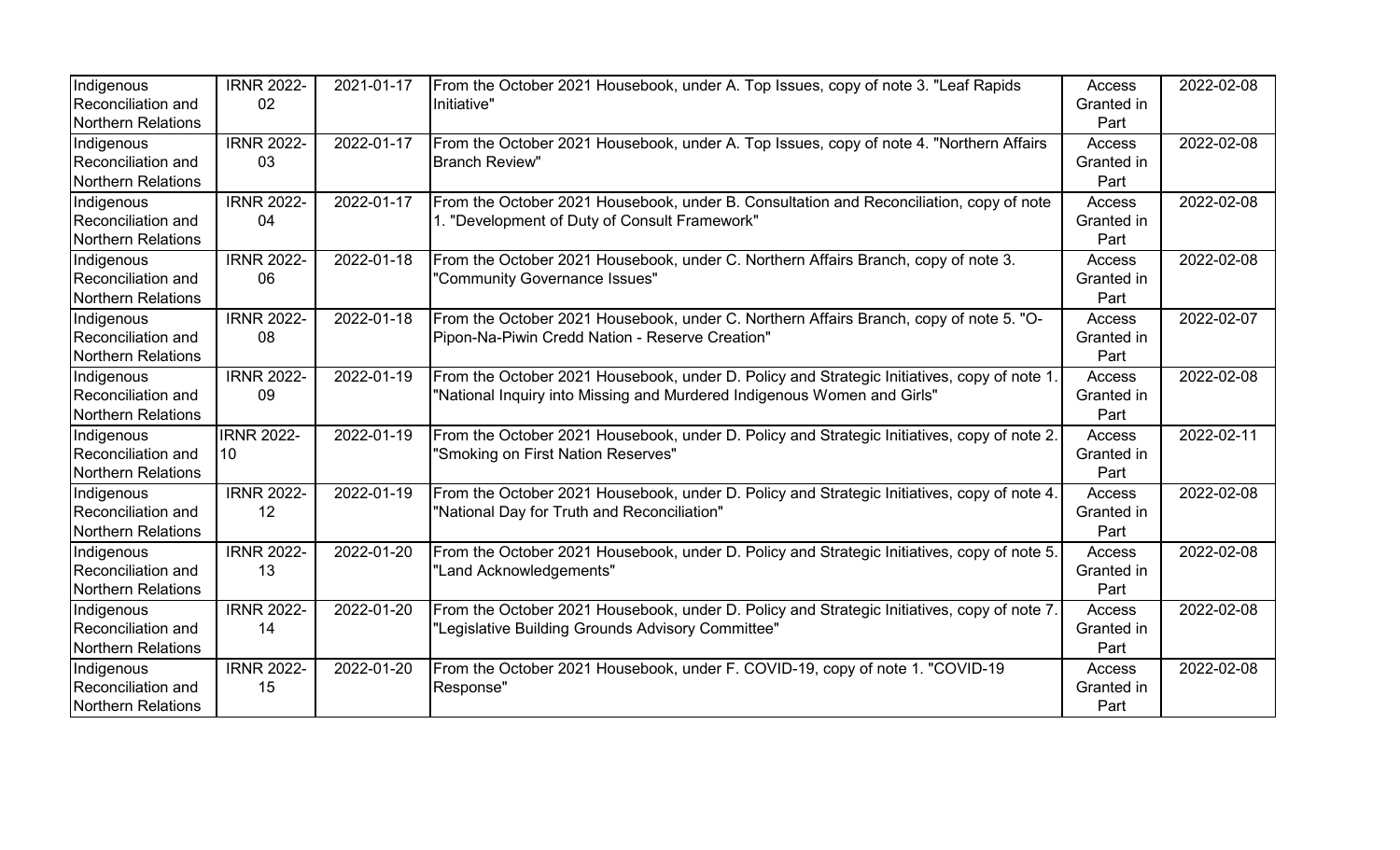| | | | | | |
|---|---|---|---|---|---|
| Indigenous Reconciliation and Northern Relations | IRNR 2022-02 | 2021-01-17 | From the October 2021 Housebook, under A. Top Issues, copy of note 3. "Leaf Rapids Initiative" | Access Granted in Part | 2022-02-08 |
| Indigenous Reconciliation and Northern Relations | IRNR 2022-03 | 2022-01-17 | From the October 2021 Housebook, under A. Top Issues, copy of note 4. "Northern Affairs Branch Review" | Access Granted in Part | 2022-02-08 |
| Indigenous Reconciliation and Northern Relations | IRNR 2022-04 | 2022-01-17 | From the October 2021 Housebook, under B. Consultation and Reconciliation, copy of note 1. "Development of Duty of Consult Framework" | Access Granted in Part | 2022-02-08 |
| Indigenous Reconciliation and Northern Relations | IRNR 2022-06 | 2022-01-18 | From the October 2021 Housebook, under C. Northern Affairs Branch, copy of note 3. "Community Governance Issues" | Access Granted in Part | 2022-02-08 |
| Indigenous Reconciliation and Northern Relations | IRNR 2022-08 | 2022-01-18 | From the October 2021 Housebook, under C. Northern Affairs Branch, copy of note 5. "O-Pipon-Na-Piwin Credd Nation - Reserve Creation" | Access Granted in Part | 2022-02-07 |
| Indigenous Reconciliation and Northern Relations | IRNR 2022-09 | 2022-01-19 | From the October 2021 Housebook, under D. Policy and Strategic Initiatives, copy of note 1. "National Inquiry into Missing and Murdered Indigenous Women and Girls" | Access Granted in Part | 2022-02-08 |
| Indigenous Reconciliation and Northern Relations | IRNR 2022-10 | 2022-01-19 | From the October 2021 Housebook, under D. Policy and Strategic Initiatives, copy of note 2. "Smoking on First Nation Reserves" | Access Granted in Part | 2022-02-11 |
| Indigenous Reconciliation and Northern Relations | IRNR 2022-12 | 2022-01-19 | From the October 2021 Housebook, under D. Policy and Strategic Initiatives, copy of note 4. "National Day for Truth and Reconciliation" | Access Granted in Part | 2022-02-08 |
| Indigenous Reconciliation and Northern Relations | IRNR 2022-13 | 2022-01-20 | From the October 2021 Housebook, under D. Policy and Strategic Initiatives, copy of note 5. "Land Acknowledgements" | Access Granted in Part | 2022-02-08 |
| Indigenous Reconciliation and Northern Relations | IRNR 2022-14 | 2022-01-20 | From the October 2021 Housebook, under D. Policy and Strategic Initiatives, copy of note 7. "Legislative Building Grounds Advisory Committee" | Access Granted in Part | 2022-02-08 |
| Indigenous Reconciliation and Northern Relations | IRNR 2022-15 | 2022-01-20 | From the October 2021 Housebook, under F. COVID-19, copy of note 1. "COVID-19 Response" | Access Granted in Part | 2022-02-08 |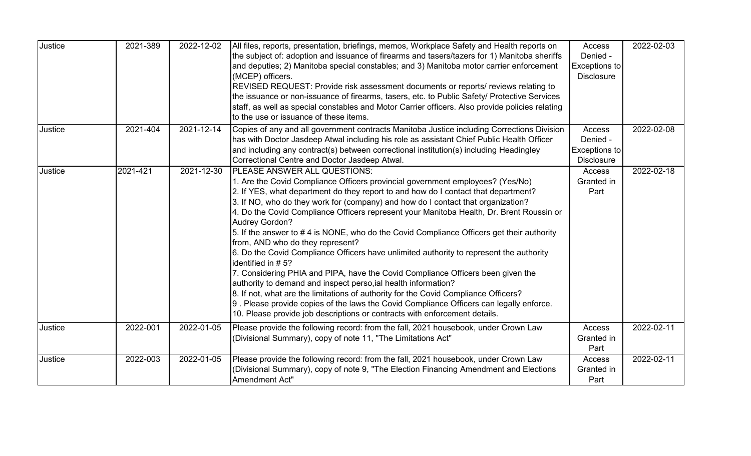| Justice | 2021-389 | 2022-12-02 | All files, reports, presentation, briefings, memos, Workplace Safety and Health reports on the subject of: adoption and issuance of firearms and tasers/tazers for 1) Manitoba sheriffs and deputies; 2) Manitoba special constables; and 3) Manitoba motor carrier enforcement (MCEP) officers.<br>REVISED REQUEST: Provide risk assessment documents or reports/ reviews relating to the issuance or non-issuance of firearms, tasers, etc. to Public Safety/ Protective Services staff, as well as special constables and Motor Carrier officers. Also provide policies relating to the use or issuance of these items. | Access Denied - Exceptions to Disclosure | 2022-02-03 |
|---|---|---|---|---|---|
| Justice | 2021-404 | 2021-12-14 | Copies of any and all government contracts Manitoba Justice including Corrections Division has with Doctor Jasdeep Atwal including his role as assistant Chief Public Health Officer and including any contract(s) between correctional institution(s) including Headingley Correctional Centre and Doctor Jasdeep Atwal. | Access Denied - Exceptions to Disclosure | 2022-02-08 |
| Justice | 2021-421 | 2021-12-30 | PLEASE ANSWER ALL QUESTIONS:<br>1. Are the Covid Compliance Officers provincial government employees? (Yes/No)<br>2. If YES, what department do they report to and how do I contact that department?<br>3. If NO, who do they work for (company) and how do I contact that organization?<br>4. Do the Covid Compliance Officers represent your Manitoba Health, Dr. Brent Roussin or Audrey Gordon?<br>5. If the answer to # 4 is NONE, who do the Covid Compliance Officers get their authority from, AND who do they represent?<br>6. Do the Covid Compliance Officers have unlimited authority to represent the authority identified in # 5?<br>7. Considering PHIA and PIPA, have the Covid Compliance Officers been given the authority to demand and inspect perso,ial health information?<br>8. If not, what are the limitations of authority for the Covid Compliance Officers?<br>9 . Please provide copies of the laws the Covid Compliance Officers can legally enforce.<br>10. Please provide job descriptions or contracts with enforcement details. | Access Granted in Part | 2022-02-18 |
| Justice | 2022-001 | 2022-01-05 | Please provide the following record: from the fall, 2021 housebook, under Crown Law (Divisional Summary), copy of note 11, "The Limitations Act" | Access Granted in Part | 2022-02-11 |
| Justice | 2022-003 | 2022-01-05 | Please provide the following record: from the fall, 2021 housebook, under Crown Law (Divisional Summary), copy of note 9, "The Election Financing Amendment and Elections Amendment Act" | Access Granted in Part | 2022-02-11 |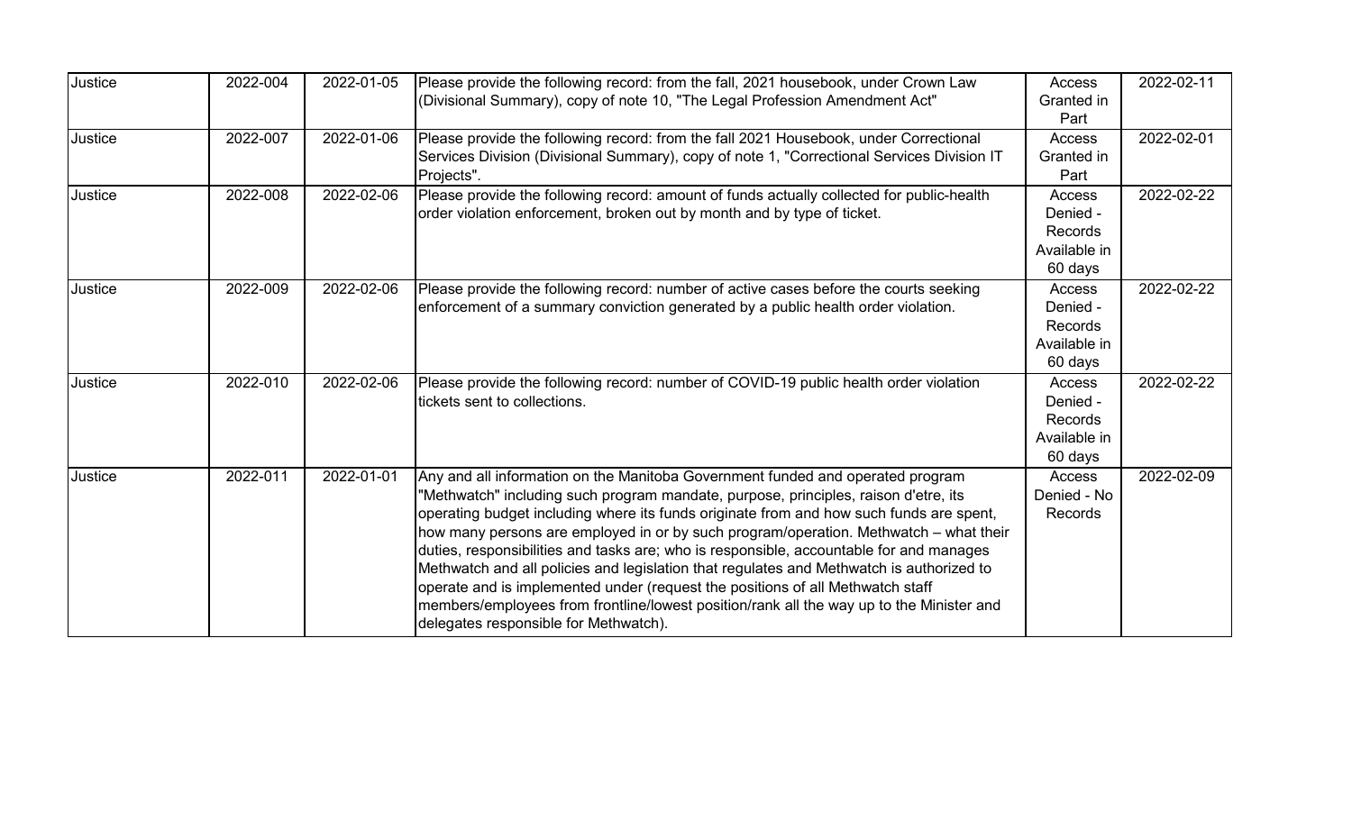| Justice | 2022-004 | 2022-01-05 | Please provide the following record: from the fall, 2021 housebook, under Crown Law (Divisional Summary), copy of note 10, "The Legal Profession Amendment Act" | Access Granted in Part | 2022-02-11 |
|---|---|---|---|---|---|
| Justice | 2022-007 | 2022-01-06 | Please provide the following record: from the fall 2021 Housebook, under Correctional Services Division (Divisional Summary), copy of note 1, "Correctional Services Division IT Projects". | Access Granted in Part | 2022-02-01 |
| Justice | 2022-008 | 2022-02-06 | Please provide the following record: amount of funds actually collected for public-health order violation enforcement, broken out by month and by type of ticket. | Access Denied - Records Available in 60 days | 2022-02-22 |
| Justice | 2022-009 | 2022-02-06 | Please provide the following record: number of active cases before the courts seeking enforcement of a summary conviction generated by a public health order violation. | Access Denied - Records Available in 60 days | 2022-02-22 |
| Justice | 2022-010 | 2022-02-06 | Please provide the following record: number of COVID-19 public health order violation tickets sent to collections. | Access Denied - Records Available in 60 days | 2022-02-22 |
| Justice | 2022-011 | 2022-01-01 | Any and all information on the Manitoba Government funded and operated program "Methwatch" including such program mandate, purpose, principles, raison d'etre, its operating budget including where its funds originate from and how such funds are spent, how many persons are employed in or by such program/operation. Methwatch – what their duties, responsibilities and tasks are; who is responsible, accountable for and manages Methwatch and all policies and legislation that regulates and Methwatch is authorized to operate and is implemented under (request the positions of all Methwatch staff members/employees from frontline/lowest position/rank all the way up to the Minister and delegates responsible for Methwatch). | Access Denied - No Records | 2022-02-09 |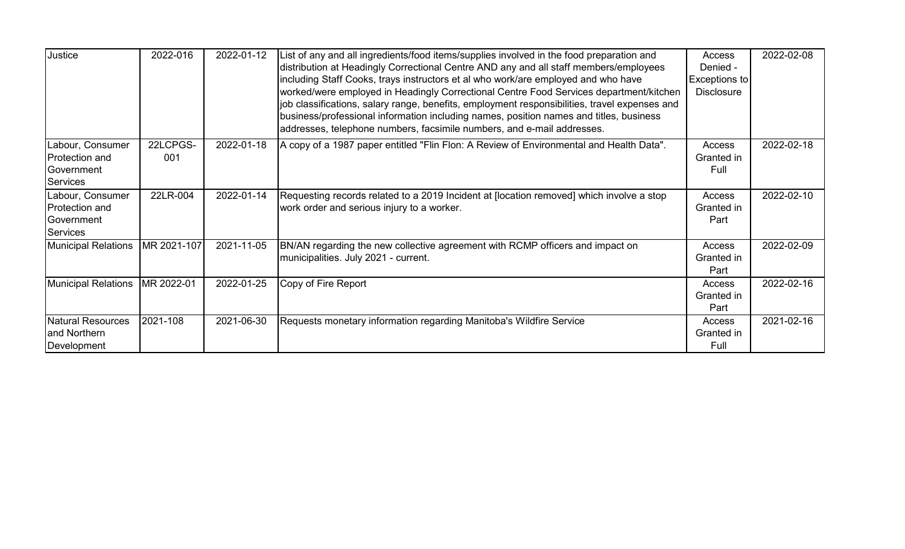| | | | | | |
|---|---|---|---|---|---|
| Justice | 2022-016 | 2022-01-12 | List of any and all ingredients/food items/supplies involved in the food preparation and distribution at Headingly Correctional Centre AND any and all staff members/employees including Staff Cooks, trays instructors et al who work/are employed and who have worked/were employed in Headingly Correctional Centre Food Services department/kitchen job classifications, salary range, benefits, employment responsibilities, travel expenses and business/professional information including names, position names and titles, business addresses, telephone numbers, facsimile numbers, and e-mail addresses. | Access Denied - Exceptions to Disclosure | 2022-02-08 |
| Labour, Consumer Protection and Government Services | 22LCPGS-001 | 2022-01-18 | A copy of a 1987 paper entitled "Flin Flon: A Review of Environmental and Health Data". | Access Granted in Full | 2022-02-18 |
| Labour, Consumer Protection and Government Services | 22LR-004 | 2022-01-14 | Requesting records related to a 2019 Incident at [location removed] which involve a stop work order and serious injury to a worker. | Access Granted in Part | 2022-02-10 |
| Municipal Relations | MR 2021-107 | 2021-11-05 | BN/AN regarding the new collective agreement with RCMP officers and impact on municipalities. July 2021 - current. | Access Granted in Part | 2022-02-09 |
| Municipal Relations | MR 2022-01 | 2022-01-25 | Copy of Fire Report | Access Granted in Part | 2022-02-16 |
| Natural Resources and Northern Development | 2021-108 | 2021-06-30 | Requests monetary information regarding Manitoba's Wildfire Service | Access Granted in Full | 2021-02-16 |